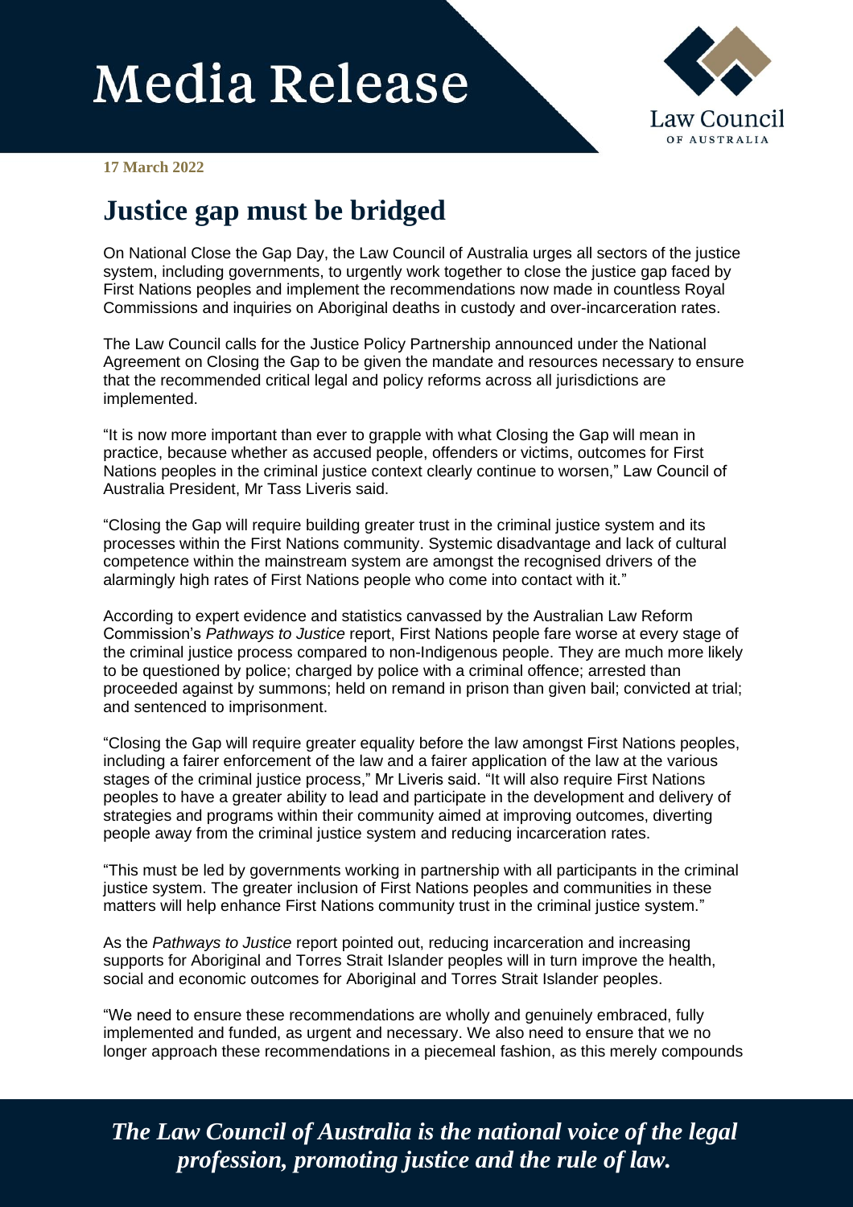# Media Release

**17 March 2022**

## Justice gap must be bridged

On National Close the Gap Day, the Law Council of Australia urges all sectors of the justice system, including governments, to urgently work together to close the justice gap faced by First Nations peoples and implement the recommendations now made in countless Royal Commissions and inquiries on Aboriginal deaths in custody and over-incarceration rates.

The Law Council calls for the Justice Policy Partnership announced under the National Agreement on Closing the Gap to be given the mandate and resources necessary to ensure that the recommended critical legal and policy reforms across all jurisdictions are implemented.

"It is now more important than ever to grapple with what Closing the Gap will mean in practice, because whether as accused people, offenders or victims, outcomes for First Nations peoples in the criminal justice context clearly continue to worsen," Law Council of Australia President, Mr Tass Liveris said.

"Closing the Gap will require building greater trust in the criminal justice system and its processes within the First Nations community. Systemic disadvantage and lack of cultural competence within the mainstream system are amongst the recognised drivers of the alarmingly high rates of First Nations people who come into contact with it."

According to expert evidence and statistics canvassed by the Australian Law Reform Commission's *Pathways to Justice* report, First Nations people fare worse at every stage of the criminal justice process compared to non-Indigenous people. They are much more likely to be questioned by police; charged by police with a criminal offence; arrested than proceeded against by summons; held on remand in prison than given bail; convicted at trial; and sentenced to imprisonment.

"Closing the Gap will require greater equality before the law amongst First Nations peoples, including a fairer enforcement of the law and a fairer application of the law at the various stages of the criminal justice process," Mr Liveris said. "It will also require First Nations peoples to have a greater ability to lead and participate in the development and delivery of strategies and programs within their community aimed at improving outcomes, diverting people away from the criminal justice system and reducing incarceration rates.

"This must be led by governments working in partnership with all participants in the criminal justice system. The greater inclusion of First Nations peoples and communities in these matters will help enhance First Nations community trust in the criminal justice system."

As the *Pathways to Justice* report pointed out, reducing incarceration and increasing supports for Aboriginal and Torres Strait Islander peoples will in turn improve the health, social and economic outcomes for Aboriginal and Torres Strait Islander peoples.

"We need to ensure these recommendations are wholly and genuinely embraced, fully implemented and funded, as urgent and necessary. We also need to ensure that we no longer approach these recommendations in a piecemeal fashion, as this merely compounds

***The Law Council of Australia is the national voice of the legal profession, promoting justice and the rule of law.***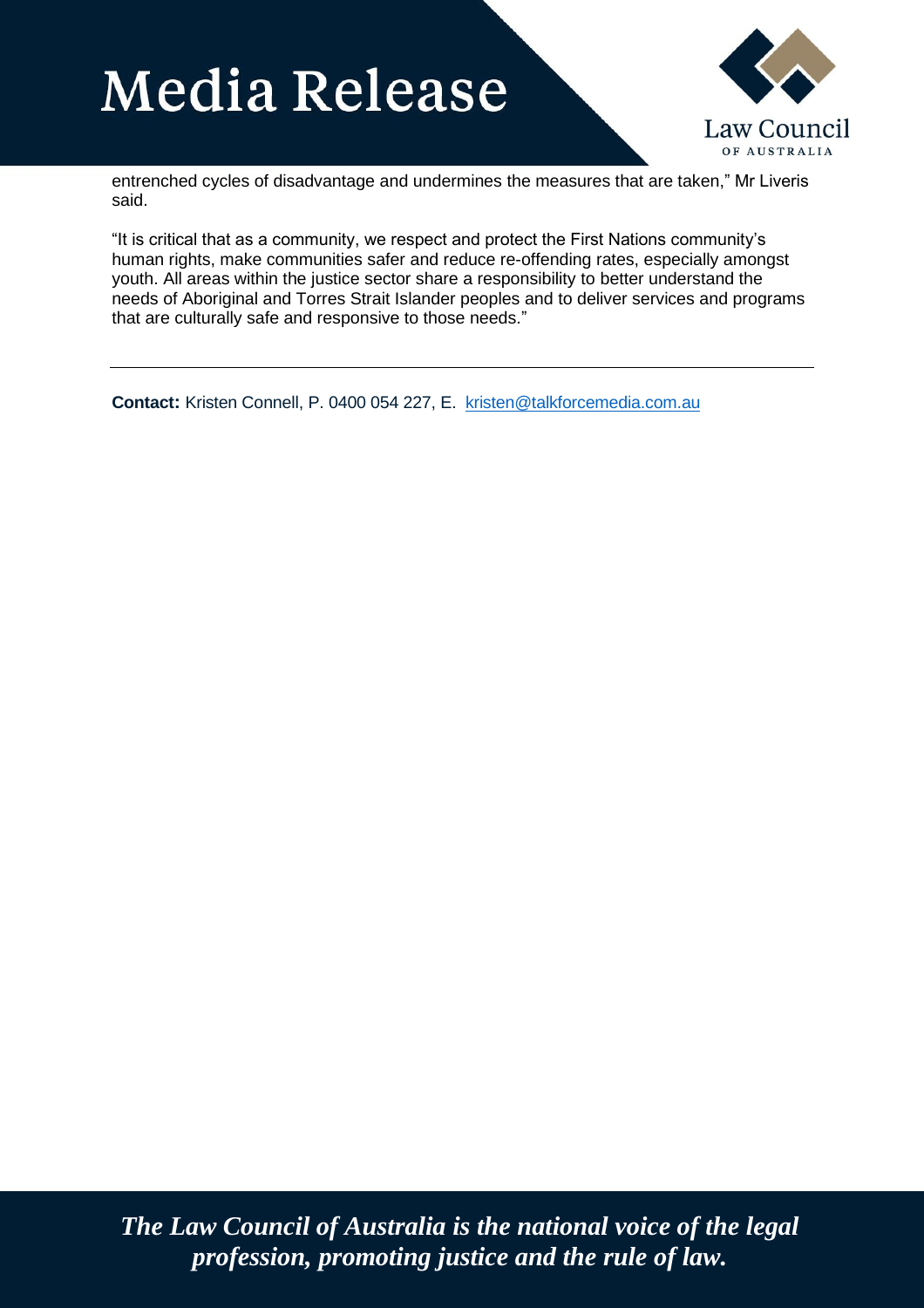entrenched cycles of disadvantage and undermines the measures that are taken," Mr Liveris said.

"It is critical that as a community, we respect and protect the First Nations community's human rights, make communities safer and reduce re-offending rates, especially amongst youth. All areas within the justice sector share a responsibility to better understand the needs of Aboriginal and Torres Strait Islander peoples and to deliver services and programs that are culturally safe and responsive to those needs."

---

**Contact:** Kristen Connell, P. 0400 054 227, E. kristen@talkforcemedia.com.au